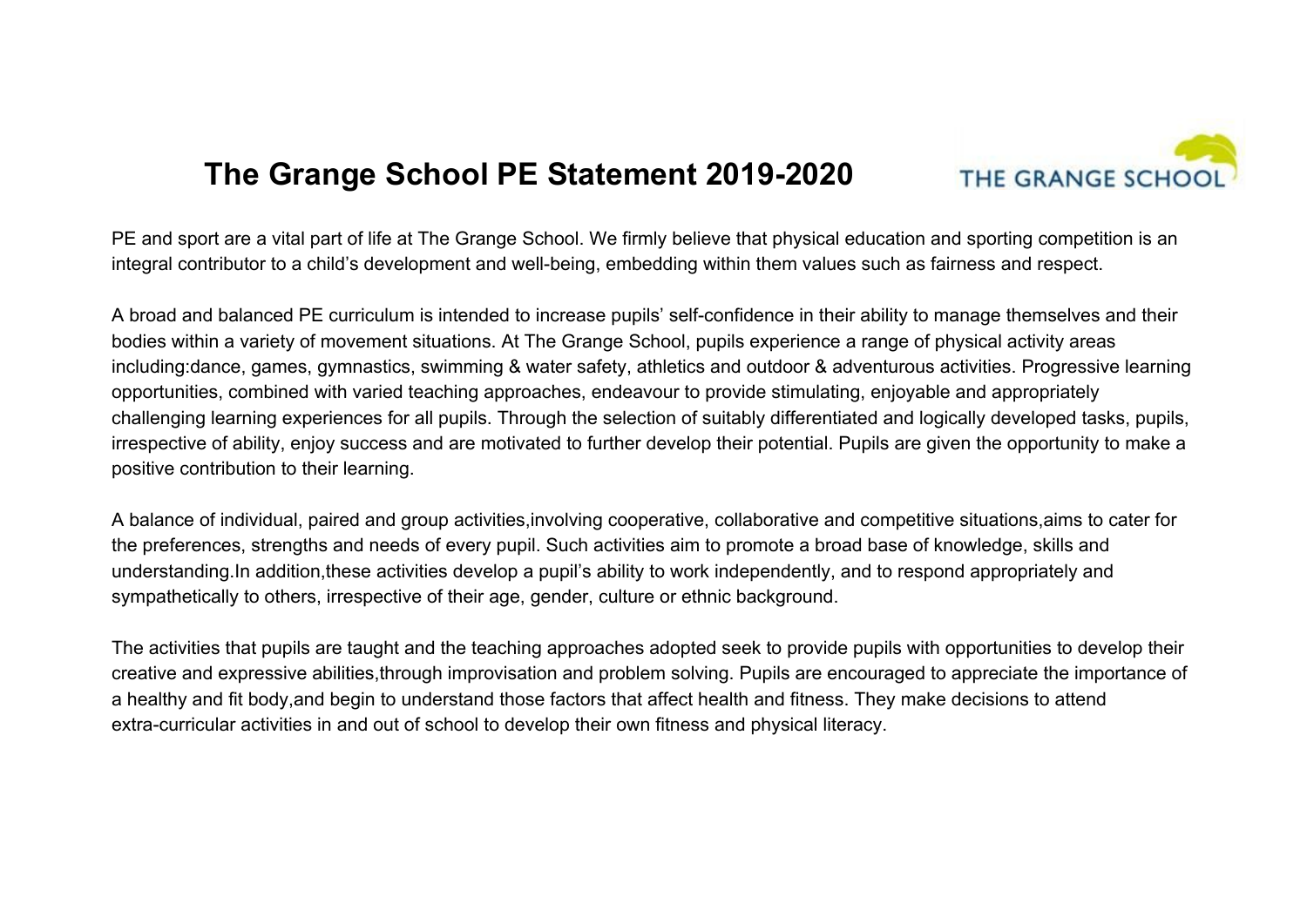# The Grange School PE Statement 2019-2020

PE and sport are a vital part of life at The Grange School. We firmly believe that physical education and sporting competition is an integral contributor to a child's development and well-being, embedding within them values such as fairness and respect.

A broad and balanced PE curriculum is intended to increase pupils' self-confidence in their ability to manage themselves and their bodies within a variety of movement situations. At The Grange School, pupils experience a range of physical activity areas including:dance, games, gymnastics, swimming & water safety, athletics and outdoor & adventurous activities. Progressive learning opportunities, combined with varied teaching approaches, endeavour to provide stimulating, enjoyable and appropriately challenging learning experiences for all pupils. Through the selection of suitably differentiated and logically developed tasks, pupils, irrespective of ability, enjoy success and are motivated to further develop their potential. Pupils are given the opportunity to make a positive contribution to their learning.

A balance of individual, paired and group activities,involving cooperative, collaborative and competitive situations,aims to cater for the preferences, strengths and needs of every pupil. Such activities aim to promote a broad base of knowledge, skills and understanding.In addition,these activities develop a pupil's ability to work independently, and to respond appropriately and sympathetically to others, irrespective of their age, gender, culture or ethnic background.

The activities that pupils are taught and the teaching approaches adopted seek to provide pupils with opportunities to develop their creative and expressive abilities,through improvisation and problem solving. Pupils are encouraged to appreciate the importance of a healthy and fit body,and begin to understand those factors that affect health and fitness. They make decisions to attend extra-curricular activities in and out of school to develop their own fitness and physical literacy.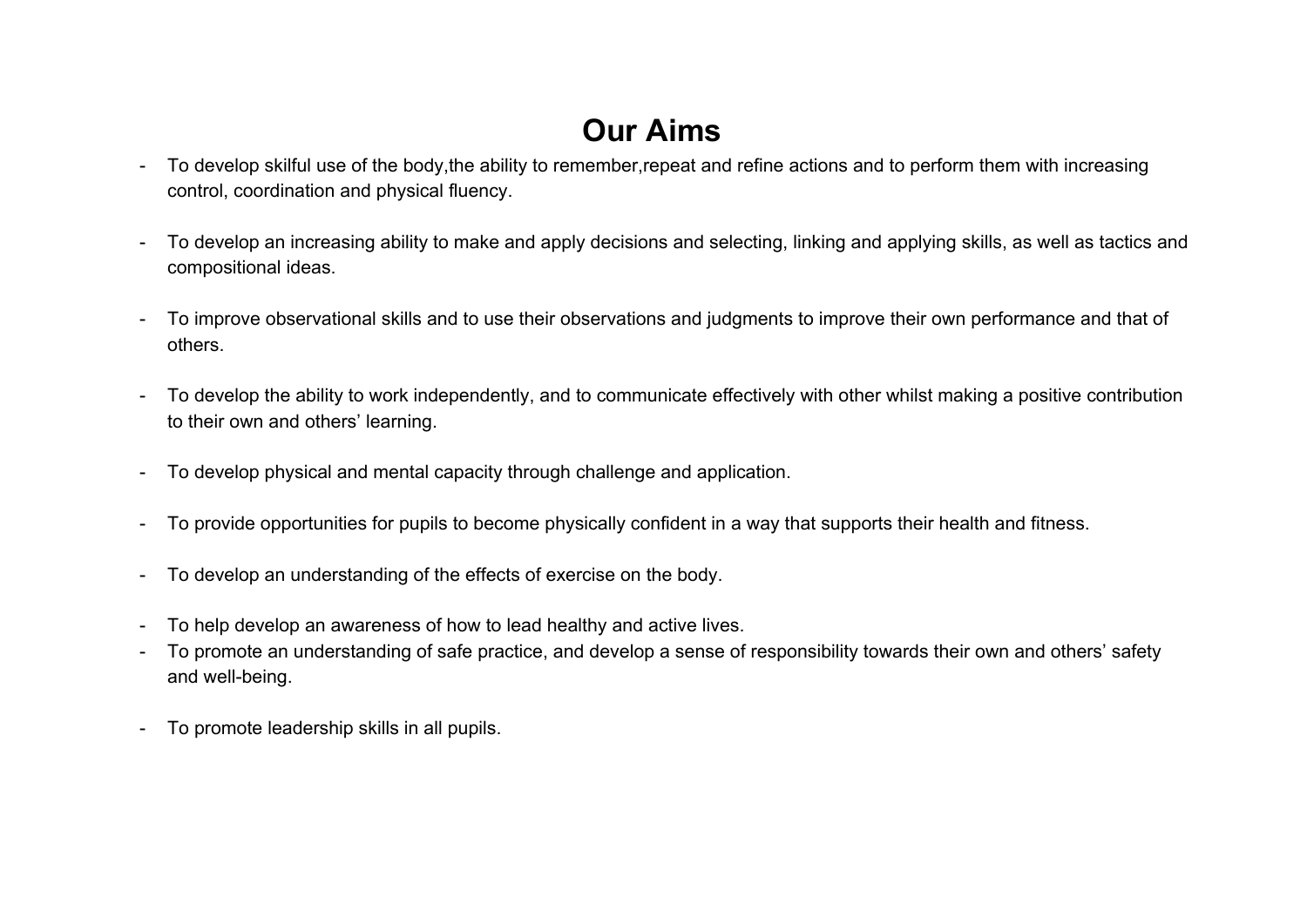# Our Aims

- To develop skilful use of the body,the ability to remember,repeat and refine actions and to perform them with increasing control, coordination and physical fluency.
- To develop an increasing ability to make and apply decisions and selecting, linking and applying skills, as well as tactics and compositional ideas.
- To improve observational skills and to use their observations and judgments to improve their own performance and that of others.
- To develop the ability to work independently, and to communicate effectively with other whilst making a positive contribution to their own and others' learning.
- To develop physical and mental capacity through challenge and application.
- To provide opportunities for pupils to become physically confident in a way that supports their health and fitness.
- To develop an understanding of the effects of exercise on the body.
- To help develop an awareness of how to lead healthy and active lives.
- To promote an understanding of safe practice, and develop a sense of responsibility towards their own and others' safety and well-being.
- To promote leadership skills in all pupils.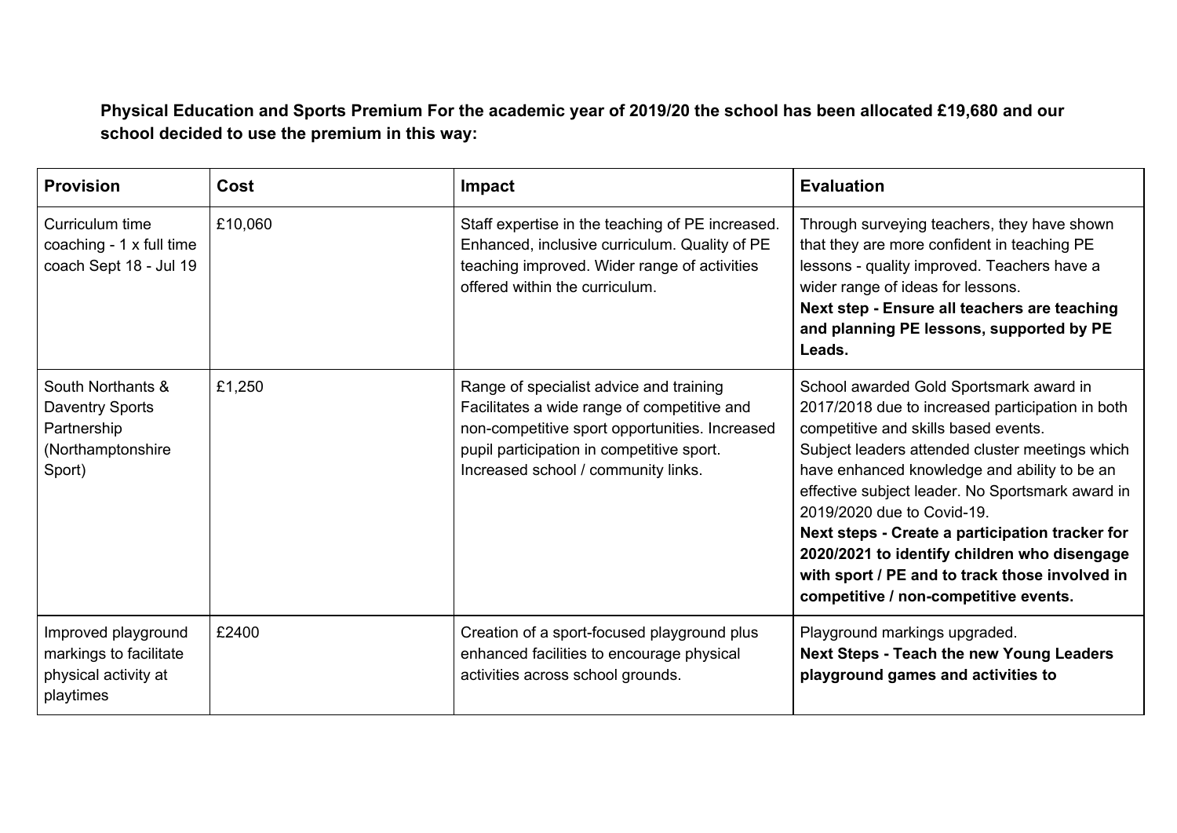**Physical Education and Sports Premium For the academic year of 2019/20 the school has been allocated £19,680 and our school decided to use the premium in this way:**

| **Provision** | **Cost** | **Impact** | **Evaluation** |
|---|---|---|---|
| Curriculum time coaching - 1 x full time coach Sept 18 - Jul 19 | £10,060 | Staff expertise in the teaching of PE increased. Enhanced, inclusive curriculum. Quality of PE teaching improved. Wider range of activities offered within the curriculum. | Through surveying teachers, they have shown that they are more confident in teaching PE lessons - quality improved. Teachers have a wider range of ideas for lessons. **Next step - Ensure all teachers are teaching and planning PE lessons, supported by PE Leads.** |
| South Northants & Daventry Sports Partnership (Northamptonshire Sport) | £1,250 | Range of specialist advice and training Facilitates a wide range of competitive and non-competitive sport opportunities. Increased pupil participation in competitive sport. Increased school / community links. | School awarded Gold Sportsmark award in 2017/2018 due to increased participation in both competitive and skills based events. Subject leaders attended cluster meetings which have enhanced knowledge and ability to be an effective subject leader. No Sportsmark award in 2019/2020 due to Covid-19. **Next steps - Create a participation tracker for 2020/2021 to identify children who disengage with sport / PE and to track those involved in competitive / non-competitive events.** |
| Improved playground markings to facilitate physical activity at playtimes | £2400 | Creation of a sport-focused playground plus enhanced facilities to encourage physical activities across school grounds. | Playground markings upgraded. **Next Steps - Teach the new Young Leaders playground games and activities to** |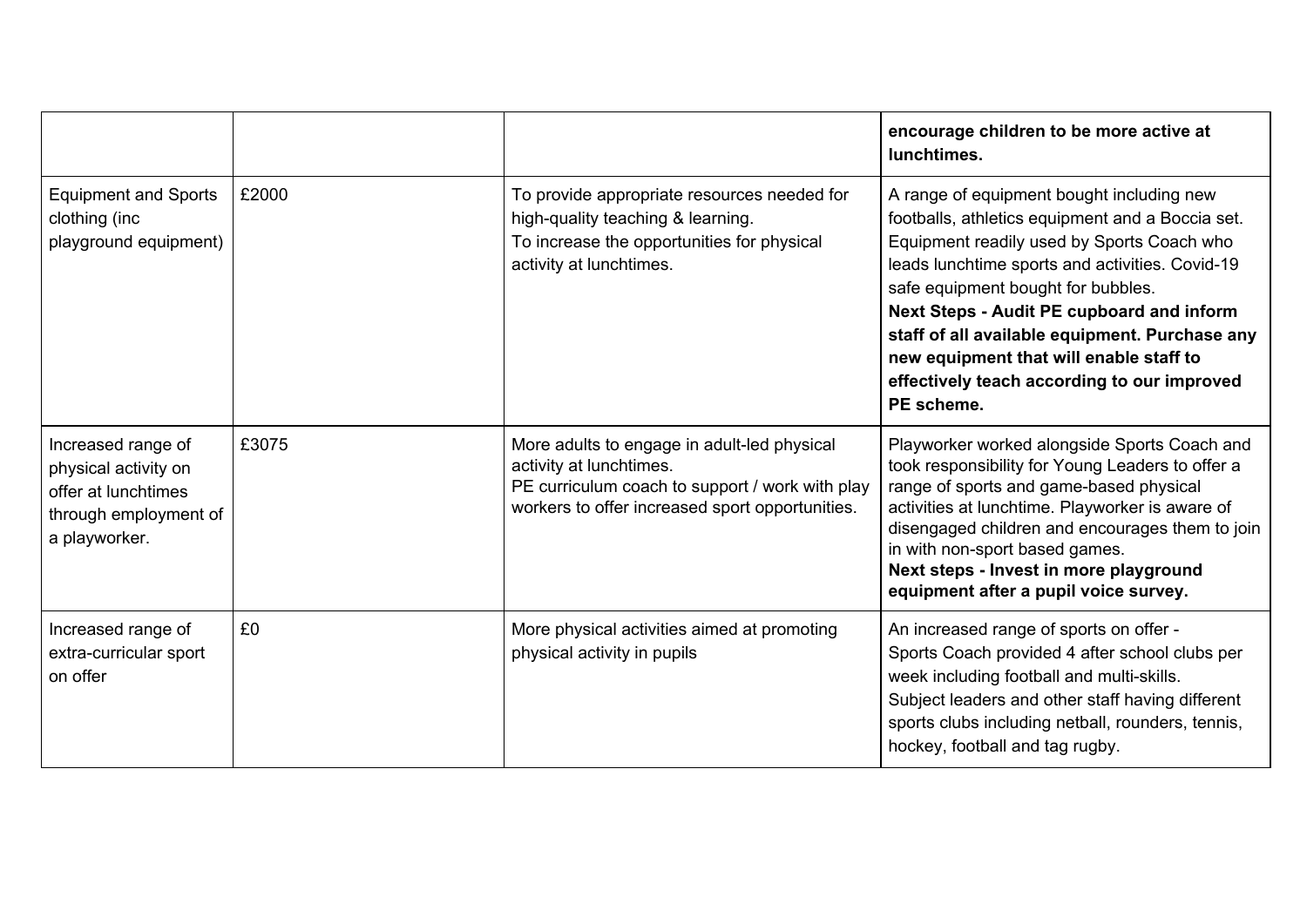| | | | |
|---|---|---|---|
| | | | **encourage children to be more active at lunchtimes.** |
| Equipment and Sports clothing (inc playground equipment) | £2000 | To provide appropriate resources needed for high-quality teaching & learning.<br>To increase the opportunities for physical activity at lunchtimes. | A range of equipment bought including new footballs, athletics equipment and a Boccia set. Equipment readily used by Sports Coach who leads lunchtime sports and activities. Covid-19 safe equipment bought for bubbles.<br>**Next Steps - Audit PE cupboard and inform staff of all available equipment. Purchase any new equipment that will enable staff to effectively teach according to our improved PE scheme.** |
| Increased range of physical activity on offer at lunchtimes through employment of a playworker. | £3075 | More adults to engage in adult-led physical activity at lunchtimes.<br>PE curriculum coach to support / work with play workers to offer increased sport opportunities. | Playworker worked alongside Sports Coach and took responsibility for Young Leaders to offer a range of sports and game-based physical activities at lunchtime. Playworker is aware of disengaged children and encourages them to join in with non-sport based games.<br>**Next steps - Invest in more playground equipment after a pupil voice survey.** |
| Increased range of extra-curricular sport on offer | £0 | More physical activities aimed at promoting physical activity in pupils | An increased range of sports on offer -<br>Sports Coach provided 4 after school clubs per week including football and multi-skills.<br>Subject leaders and other staff having different sports clubs including netball, rounders, tennis, hockey, football and tag rugby. |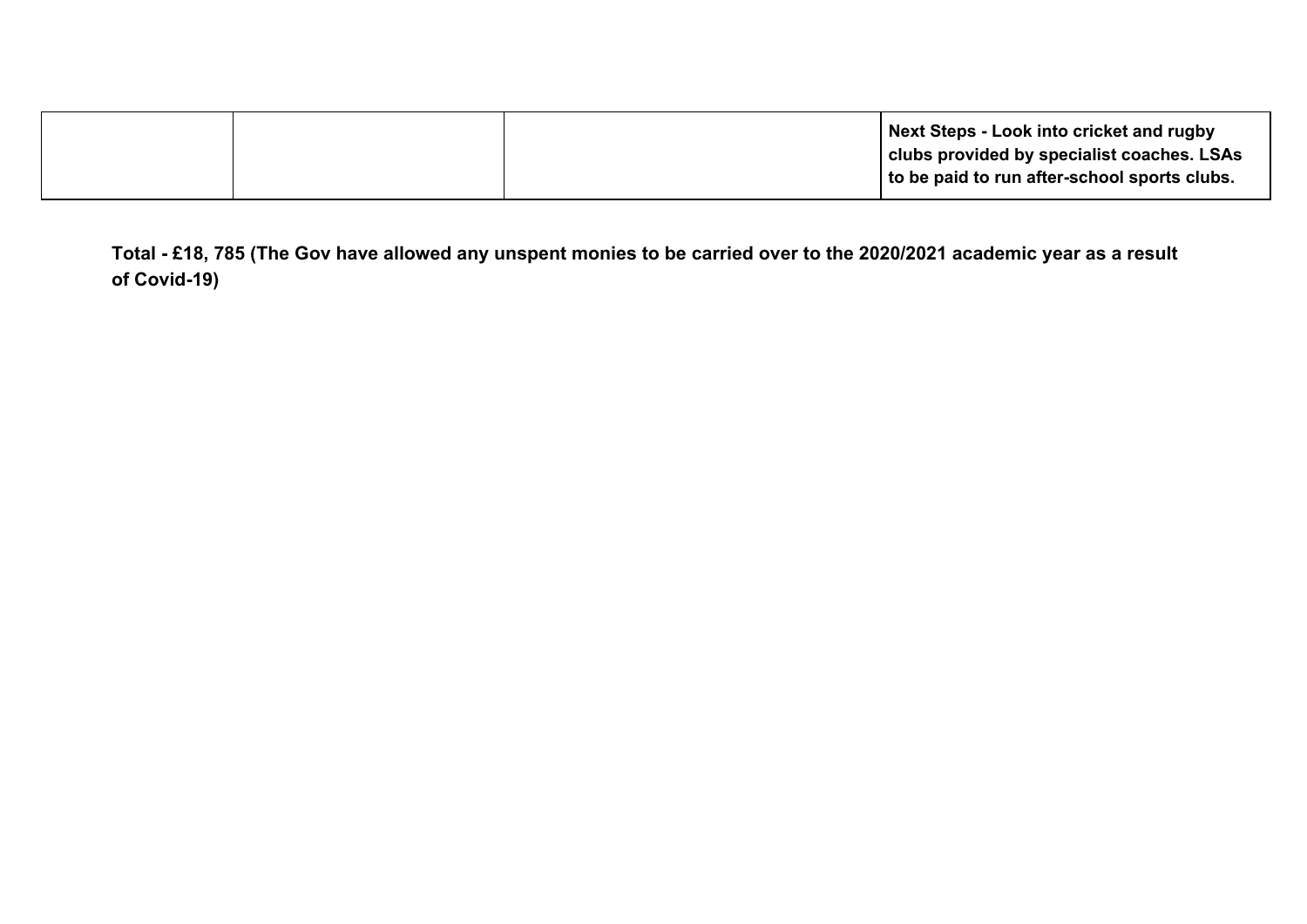| | | | |
|---|---|---|---|
| | | | **Next Steps - Look into cricket and rugby clubs provided by specialist coaches. LSAs to be paid to run after-school sports clubs.** |

**Total - £18, 785 (The Gov have allowed any unspent monies to be carried over to the 2020/2021 academic year as a result of Covid-19)**